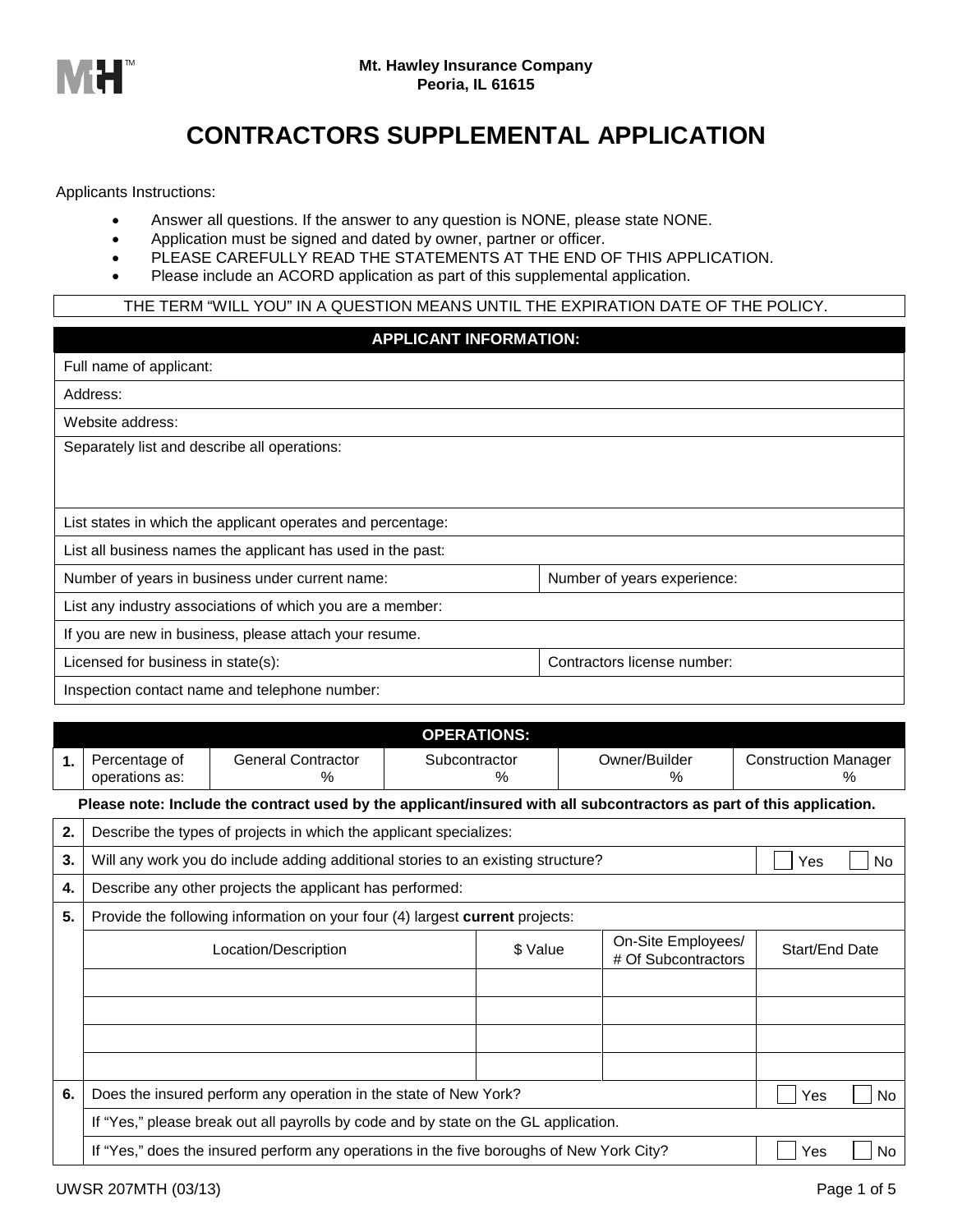Mt. Hawley Insurance Company
Peoria, IL 61615

# CONTRACTORS SUPPLEMENTAL APPLICATION

Applicants Instructions:

- Answer all questions. If the answer to any question is NONE, please state NONE.
- Application must be signed and dated by owner, partner or officer.
- PLEASE CAREFULLY READ THE STATEMENTS AT THE END OF THIS APPLICATION.
- Please include an ACORD application as part of this supplemental application.

THE TERM "WILL YOU" IN A QUESTION MEANS UNTIL THE EXPIRATION DATE OF THE POLICY.

## APPLICANT INFORMATION:

| | |
|---|---|
| Full name of applicant: | |
| Address: | |
| Website address: | |
| Separately list and describe all operations: | |
| List states in which the applicant operates and percentage: | |
| List all business names the applicant has used in the past: | |
| Number of years in business under current name: | Number of years experience: |
| List any industry associations of which you are a member: | |
| If you are new in business, please attach your resume. | |
| Licensed for business in state(s): | Contractors license number: |
| Inspection contact name and telephone number: | |

## OPERATIONS:

| | | | | | |
|---|---|---|---|---|---|
| 1. Percentage of operations as: | General Contractor % | Subcontractor % | Owner/Builder % | Construction Manager % | |

**Please note: Include the contract used by the applicant/insured with all subcontractors as part of this application.**

| # | Question | | | |
|---|---|---|---|---|
| 2. | Describe the types of projects in which the applicant specializes: | | | |
| 3. | Will any work you do include adding additional stories to an existing structure? | | | ☐ Yes ☐ No |
| 4. | Describe any other projects the applicant has performed: | | | |
| 5. | Provide the following information on your four (4) largest **current** projects: | | | |
| | **Location/Description** | **$ Value** | **On-Site Employees/ # Of Subcontractors** | **Start/End Date** |
| | | | | |
| | | | | |
| | | | | |
| | | | | |
| 6. | Does the insured perform any operation in the state of New York? | | | ☐ Yes ☐ No |
| | If "Yes," please break out all payrolls by code and by state on the GL application. | | | |
| | If "Yes," does the insured perform any operations in the five boroughs of New York City? | | | ☐ Yes ☐ No |

UWSR 207MTH (03/13)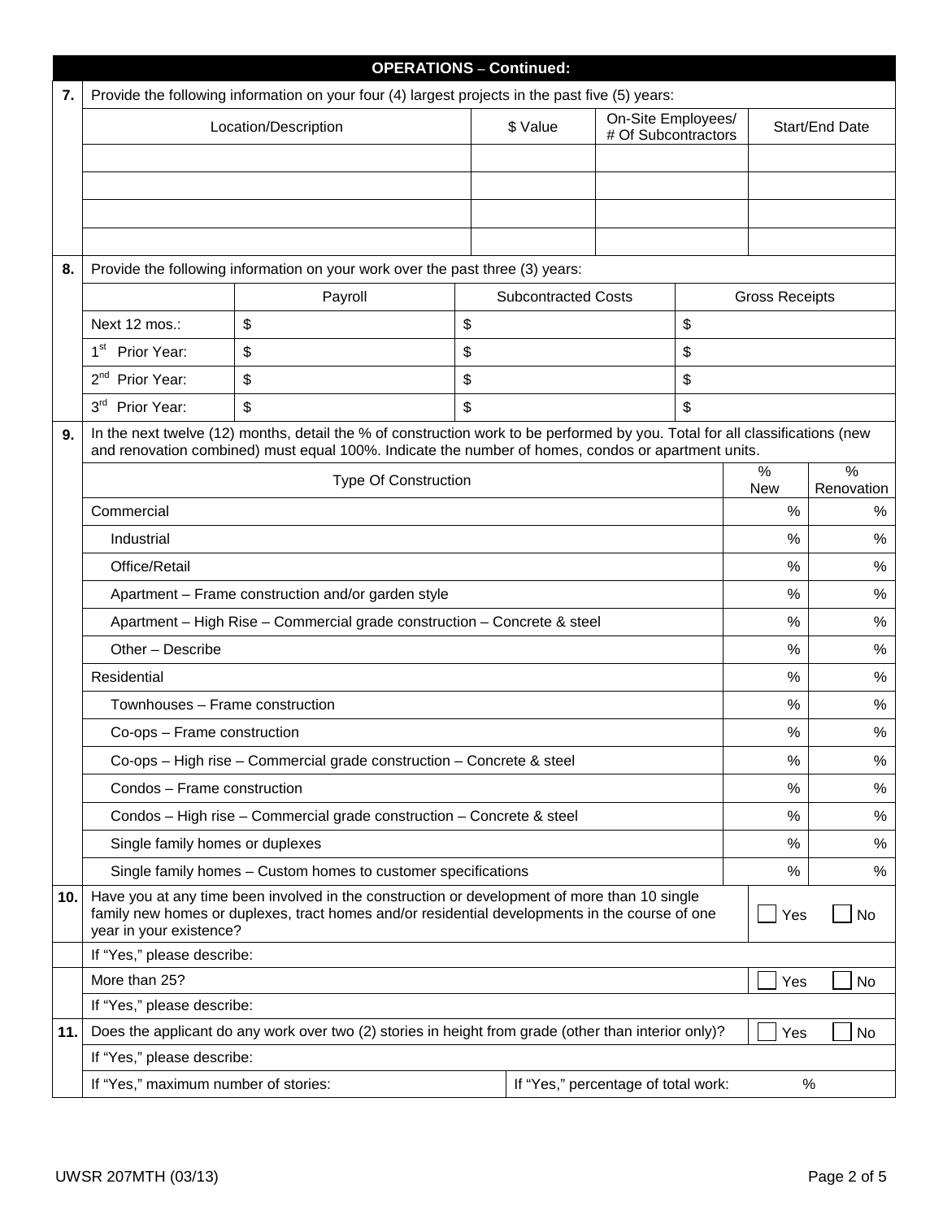## OPERATIONS – Continued:

**7.** Provide the following information on your four (4) largest projects in the past five (5) years:

| Location/Description | $ Value | On-Site Employees/ # Of Subcontractors | Start/End Date |
|---|---|---|---|
| | | | |
| | | | |
| | | | |
| | | | |

**8.** Provide the following information on your work over the past three (3) years:

| | Payroll | Subcontracted Costs | Gross Receipts |
|---|---|---|---|
| Next 12 mos.: | $ | $ | $ |
| 1st Prior Year: | $ | $ | $ |
| 2nd Prior Year: | $ | $ | $ |
| 3rd Prior Year: | $ | $ | $ |

**9.** In the next twelve (12) months, detail the % of construction work to be performed by you. Total for all classifications (new and renovation combined) must equal 100%. Indicate the number of homes, condos or apartment units.

| Type Of Construction | % New | % Renovation |
|---|---|---|
| Commercial | % | % |
| Industrial | % | % |
| Office/Retail | % | % |
| Apartment – Frame construction and/or garden style | % | % |
| Apartment – High Rise – Commercial grade construction – Concrete & steel | % | % |
| Other – Describe | % | % |
| Residential | % | % |
| Townhouses – Frame construction | % | % |
| Co-ops – Frame construction | % | % |
| Co-ops – High rise – Commercial grade construction – Concrete & steel | % | % |
| Condos – Frame construction | % | % |
| Condos – High rise – Commercial grade construction – Concrete & steel | % | % |
| Single family homes or duplexes | % | % |
| Single family homes – Custom homes to customer specifications | % | % |

**10.** Have you at any time been involved in the construction or development of more than 10 single family new homes or duplexes, tract homes and/or residential developments in the course of one year in your existence? ☐ Yes ☐ No

If "Yes," please describe:

More than 25? ☐ Yes ☐ No

If "Yes," please describe:

**11.** Does the applicant do any work over two (2) stories in height from grade (other than interior only)? ☐ Yes ☐ No

If "Yes," please describe:

If "Yes," maximum number of stories: | If "Yes," percentage of total work: %

UWSR 207MTH (03/13)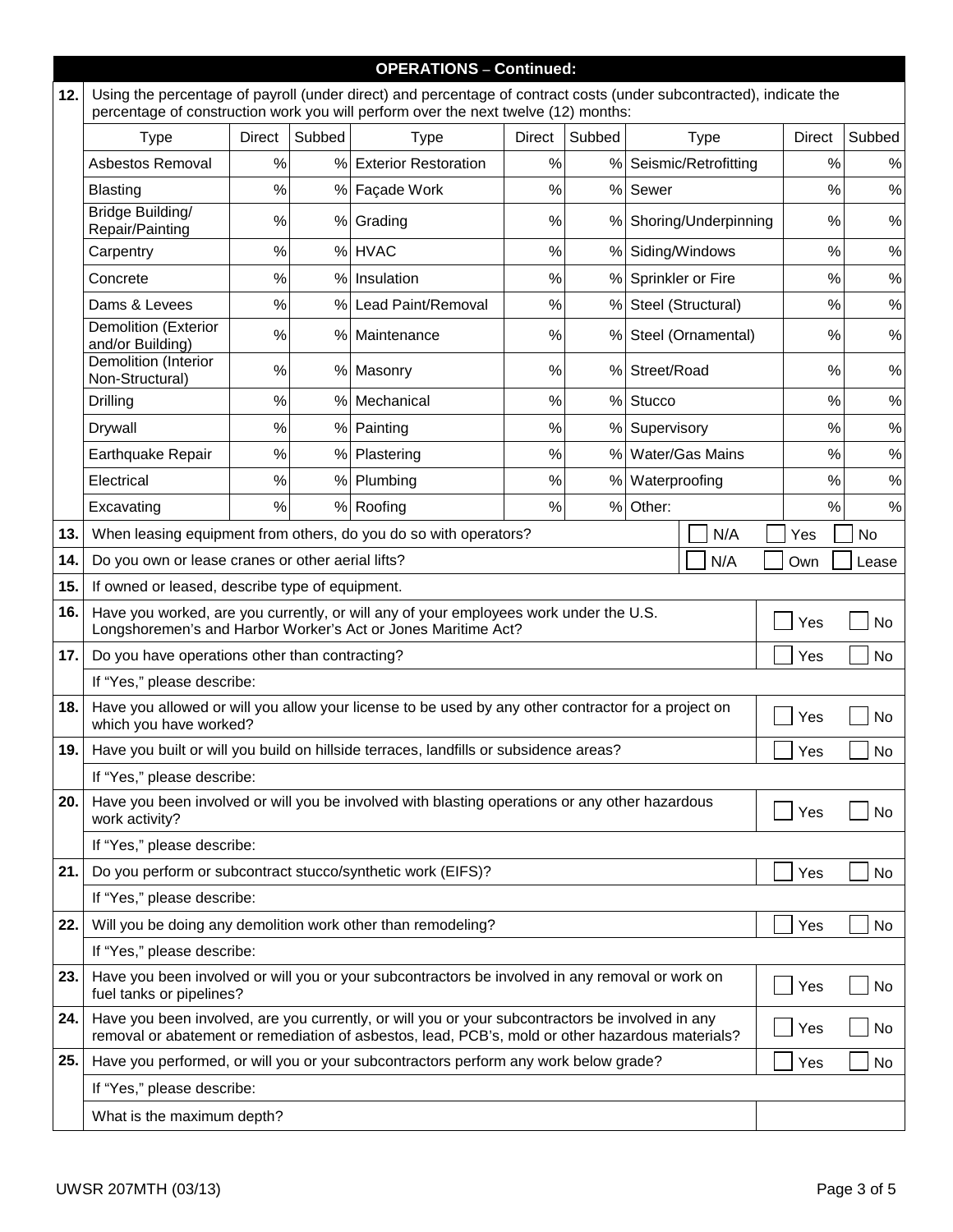## OPERATIONS – Continued:

**12.** Using the percentage of payroll (under direct) and percentage of contract costs (under subcontracted), indicate the percentage of construction work you will perform over the next twelve (12) months:

| Type | Direct | Subbed | Type | Direct | Subbed | Type | Direct | Subbed |
|---|---|---|---|---|---|---|---|---|
| Asbestos Removal | % | % | Exterior Restoration | % | % | Seismic/Retrofitting | % | % |
| Blasting | % | % | Façade Work | % | % | Sewer | % | % |
| Bridge Building/ Repair/Painting | % | % | Grading | % | % | Shoring/Underpinning | % | % |
| Carpentry | % | % | HVAC | % | % | Siding/Windows | % | % |
| Concrete | % | % | Insulation | % | % | Sprinkler or Fire | % | % |
| Dams & Levees | % | % | Lead Paint/Removal | % | % | Steel (Structural) | % | % |
| Demolition (Exterior and/or Building) | % | % | Maintenance | % | % | Steel (Ornamental) | % | % |
| Demolition (Interior Non-Structural) | % | % | Masonry | % | % | Street/Road | % | % |
| Drilling | % | % | Mechanical | % | % | Stucco | % | % |
| Drywall | % | % | Painting | % | % | Supervisory | % | % |
| Earthquake Repair | % | % | Plastering | % | % | Water/Gas Mains | % | % |
| Electrical | % | % | Plumbing | % | % | Waterproofing | % | % |
| Excavating | % | % | Roofing | % | % | Other: | % | % |

| No. | Question | Response |
|---|---|---|
| 13. | When leasing equipment from others, do you do so with operators? | ☐ N/A ☐ Yes ☐ No |
| 14. | Do you own or lease cranes or other aerial lifts? | ☐ N/A ☐ Own ☐ Lease |
| 15. | If owned or leased, describe type of equipment. | |
| 16. | Have you worked, are you currently, or will any of your employees work under the U.S. Longshoremen's and Harbor Worker's Act or Jones Maritime Act? | ☐ Yes ☐ No |
| 17. | Do you have operations other than contracting? | ☐ Yes ☐ No |
| | If "Yes," please describe: | |
| 18. | Have you allowed or will you allow your license to be used by any other contractor for a project on which you have worked? | ☐ Yes ☐ No |
| 19. | Have you built or will you build on hillside terraces, landfills or subsidence areas? | ☐ Yes ☐ No |
| | If "Yes," please describe: | |
| 20. | Have you been involved or will you be involved with blasting operations or any other hazardous work activity? | ☐ Yes ☐ No |
| | If "Yes," please describe: | |
| 21. | Do you perform or subcontract stucco/synthetic work (EIFS)? | ☐ Yes ☐ No |
| | If "Yes," please describe: | |
| 22. | Will you be doing any demolition work other than remodeling? | ☐ Yes ☐ No |
| | If "Yes," please describe: | |
| 23. | Have you been involved or will you or your subcontractors be involved in any removal or work on fuel tanks or pipelines? | ☐ Yes ☐ No |
| 24. | Have you been involved, are you currently, or will you or your subcontractors be involved in any removal or abatement or remediation of asbestos, lead, PCB's, mold or other hazardous materials? | ☐ Yes ☐ No |
| 25. | Have you performed, or will you or your subcontractors perform any work below grade? | ☐ Yes ☐ No |
| | If "Yes," please describe: | |
| | What is the maximum depth? | |

UWSR 207MTH (03/13)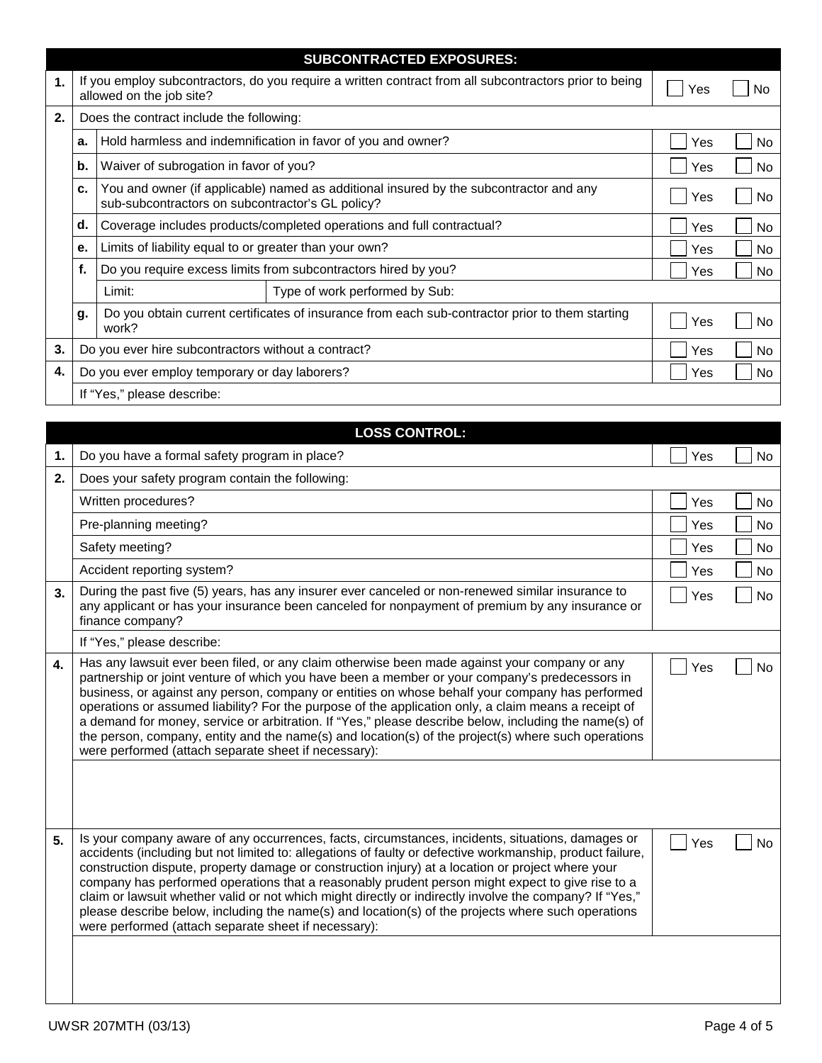| | | SUBCONTRACTED EXPOSURES: | | |
|---|---|---|---|---|
| **1.** | | If you employ subcontractors, do you require a written contract from all subcontractors prior to being allowed on the job site? | ☐ Yes | ☐ No |
| **2.** | | Does the contract include the following: | | |
| | **a.** | Hold harmless and indemnification in favor of you and owner? | ☐ Yes | ☐ No |
| | **b.** | Waiver of subrogation in favor of you? | ☐ Yes | ☐ No |
| | **c.** | You and owner (if applicable) named as additional insured by the subcontractor and any sub-subcontractors on subcontractor's GL policy? | ☐ Yes | ☐ No |
| | **d.** | Coverage includes products/completed operations and full contractual? | ☐ Yes | ☐ No |
| | **e.** | Limits of liability equal to or greater than your own? | ☐ Yes | ☐ No |
| | **f.** | Do you require excess limits from subcontractors hired by you? | ☐ Yes | ☐ No |
| | | Limit: &nbsp;&nbsp;&nbsp;&nbsp; Type of work performed by Sub: | | |
| | **g.** | Do you obtain current certificates of insurance from each sub-contractor prior to them starting work? | ☐ Yes | ☐ No |
| **3.** | | Do you ever hire subcontractors without a contract? | ☐ Yes | ☐ No |
| **4.** | | Do you ever employ temporary or day laborers? | ☐ Yes | ☐ No |
| | | If "Yes," please describe: | | |

| | LOSS CONTROL: | | |
|---|---|---|---|
| **1.** | Do you have a formal safety program in place? | ☐ Yes | ☐ No |
| **2.** | Does your safety program contain the following: | | |
| | Written procedures? | ☐ Yes | ☐ No |
| | Pre-planning meeting? | ☐ Yes | ☐ No |
| | Safety meeting? | ☐ Yes | ☐ No |
| | Accident reporting system? | ☐ Yes | ☐ No |
| **3.** | During the past five (5) years, has any insurer ever canceled or non-renewed similar insurance to any applicant or has your insurance been canceled for nonpayment of premium by any insurance or finance company? | ☐ Yes | ☐ No |
| | If "Yes," please describe: | | |
| **4.** | Has any lawsuit ever been filed, or any claim otherwise been made against your company or any partnership or joint venture of which you have been a member or your company's predecessors in business, or against any person, company or entities on whose behalf your company has performed operations or assumed liability? For the purpose of the application only, a claim means a receipt of a demand for money, service or arbitration. If "Yes," please describe below, including the name(s) of the person, company, entity and the name(s) and location(s) of the project(s) where such operations were performed (attach separate sheet if necessary): | ☐ Yes | ☐ No |
| | | | |
| **5.** | Is your company aware of any occurrences, facts, circumstances, incidents, situations, damages or accidents (including but not limited to: allegations of faulty or defective workmanship, product failure, construction dispute, property damage or construction injury) at a location or project where your company has performed operations that a reasonably prudent person might expect to give rise to a claim or lawsuit whether valid or not which might directly or indirectly involve the company? If "Yes," please describe below, including the name(s) and location(s) of the projects where such operations were performed (attach separate sheet if necessary): | ☐ Yes | ☐ No |
| | | | |

UWSR 207MTH (03/13)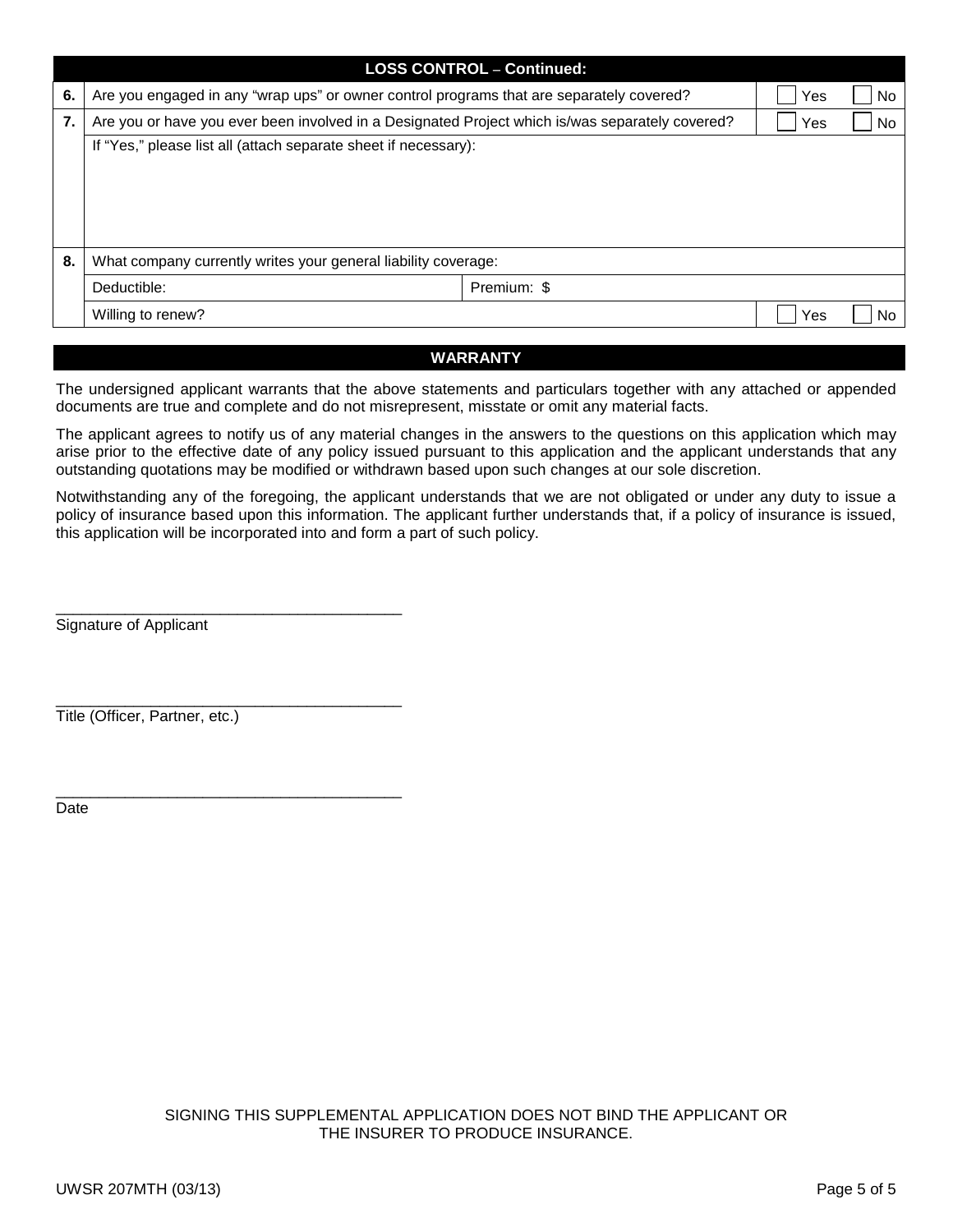## LOSS CONTROL – Continued:

| | | | |
|---|---|---|---|
| **6.** | Are you engaged in any "wrap ups" or owner control programs that are separately covered? | | ☐ Yes ☐ No |
| **7.** | Are you or have you ever been involved in a Designated Project which is/was separately covered? | | ☐ Yes ☐ No |
| | If "Yes," please list all (attach separate sheet if necessary): | | |
| **8.** | What company currently writes your general liability coverage: | | |
| | Deductible: | Premium: $ | |
| | Willing to renew? | | ☐ Yes ☐ No |

## WARRANTY

The undersigned applicant warrants that the above statements and particulars together with any attached or appended documents are true and complete and do not misrepresent, misstate or omit any material facts.

The applicant agrees to notify us of any material changes in the answers to the questions on this application which may arise prior to the effective date of any policy issued pursuant to this application and the applicant understands that any outstanding quotations may be modified or withdrawn based upon such changes at our sole discretion.

Notwithstanding any of the foregoing, the applicant understands that we are not obligated or under any duty to issue a policy of insurance based upon this information. The applicant further understands that, if a policy of insurance is issued, this application will be incorporated into and form a part of such policy.

\_\_\_\_\_\_\_\_\_\_\_\_\_\_\_\_\_\_\_\_\_\_\_\_\_\_\_\_\_\_\_\_\_\_\_\_\_\_\_\_
Signature of Applicant

\_\_\_\_\_\_\_\_\_\_\_\_\_\_\_\_\_\_\_\_\_\_\_\_\_\_\_\_\_\_\_\_\_\_\_\_\_\_\_\_
Title (Officer, Partner, etc.)

\_\_\_\_\_\_\_\_\_\_\_\_\_\_\_\_\_\_\_\_\_\_\_\_\_\_\_\_\_\_\_\_\_\_\_\_\_\_\_\_
Date

SIGNING THIS SUPPLEMENTAL APPLICATION DOES NOT BIND THE APPLICANT OR THE INSURER TO PRODUCE INSURANCE.

UWSR 207MTH (03/13)